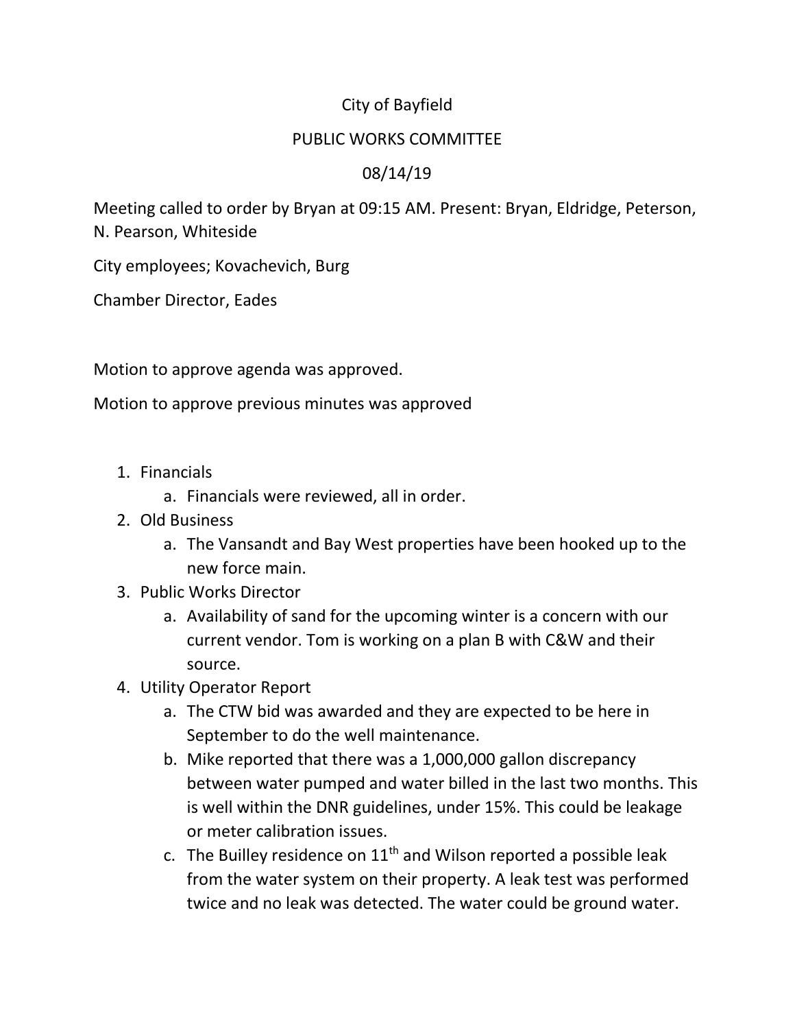City of Bayfield

PUBLIC WORKS COMMITTEE

08/14/19

Meeting called to order by Bryan at 09:15 AM. Present: Bryan, Eldridge, Peterson, N. Pearson, Whiteside

City employees; Kovachevich, Burg

Chamber Director, Eades

Motion to approve agenda was approved.

Motion to approve previous minutes was approved

1. Financials
   a. Financials were reviewed, all in order.
2. Old Business
   a. The Vansandt and Bay West properties have been hooked up to the new force main.
3. Public Works Director
   a. Availability of sand for the upcoming winter is a concern with our current vendor. Tom is working on a plan B with C&W and their source.
4. Utility Operator Report
   a. The CTW bid was awarded and they are expected to be here in September to do the well maintenance.
   b. Mike reported that there was a 1,000,000 gallon discrepancy between water pumped and water billed in the last two months. This is well within the DNR guidelines, under 15%. This could be leakage or meter calibration issues.
   c. The Builley residence on 11th and Wilson reported a possible leak from the water system on their property. A leak test was performed twice and no leak was detected. The water could be ground water.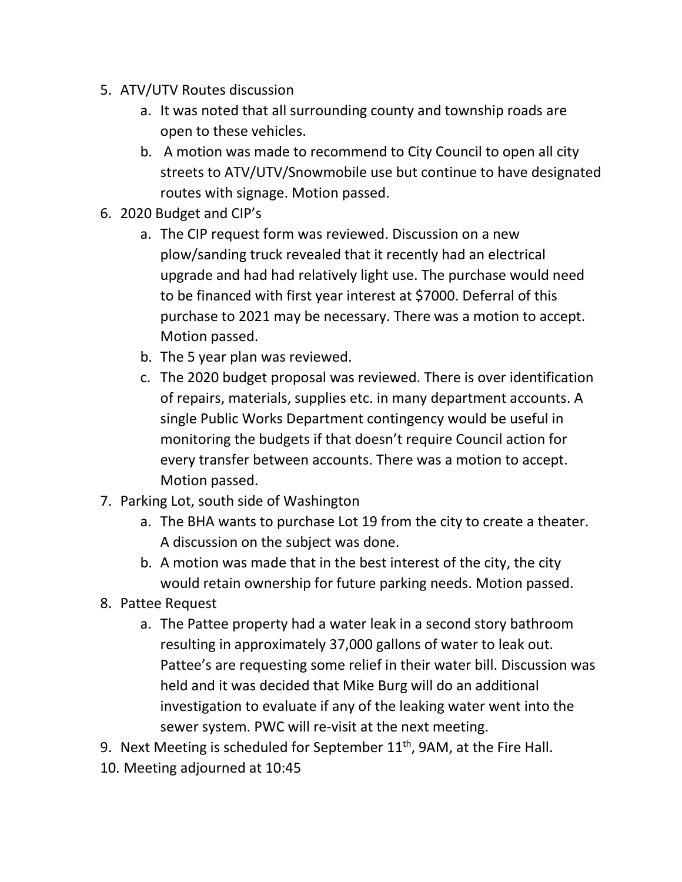5. ATV/UTV Routes discussion
    a. It was noted that all surrounding county and township roads are open to these vehicles.
    b. A motion was made to recommend to City Council to open all city streets to ATV/UTV/Snowmobile use but continue to have designated routes with signage. Motion passed.
6. 2020 Budget and CIP's
    a. The CIP request form was reviewed. Discussion on a new plow/sanding truck revealed that it recently had an electrical upgrade and had had relatively light use. The purchase would need to be financed with first year interest at $7000. Deferral of this purchase to 2021 may be necessary. There was a motion to accept. Motion passed.
    b. The 5 year plan was reviewed.
    c. The 2020 budget proposal was reviewed. There is over identification of repairs, materials, supplies etc. in many department accounts. A single Public Works Department contingency would be useful in monitoring the budgets if that doesn't require Council action for every transfer between accounts. There was a motion to accept. Motion passed.
7. Parking Lot, south side of Washington
    a. The BHA wants to purchase Lot 19 from the city to create a theater. A discussion on the subject was done.
    b. A motion was made that in the best interest of the city, the city would retain ownership for future parking needs. Motion passed.
8. Pattee Request
    a. The Pattee property had a water leak in a second story bathroom resulting in approximately 37,000 gallons of water to leak out. Pattee's are requesting some relief in their water bill. Discussion was held and it was decided that Mike Burg will do an additional investigation to evaluate if any of the leaking water went into the sewer system. PWC will re-visit at the next meeting.
9. Next Meeting is scheduled for September 11th, 9AM, at the Fire Hall.
10. Meeting adjourned at 10:45